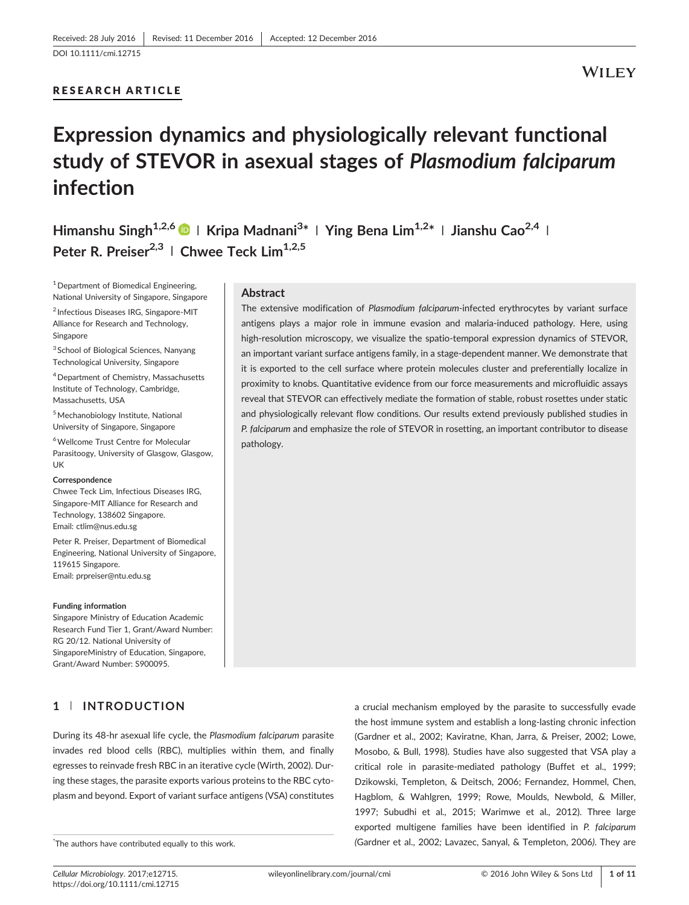Received: 28 July 2016 | Revised: 11 December 2016 | Accepted: 12 December 2016

DOI 10.1111/cmi.12715

RESEARCH ARTICLE

# Expression dynamics and physiologically relevant functional study of STEVOR in asexual stages of *Plasmodium falciparum* infection

Himanshu Singh[1,2,6] | Kripa Madnani[3*] | Ying Bena Lim[1,2*] | Jianshu Cao[2,4] | Peter R. Preiser[2,3] | Chwee Teck Lim[1,2,5]

[1] Department of Biomedical Engineering, National University of Singapore, Singapore

[2] Infectious Diseases IRG, Singapore-MIT Alliance for Research and Technology, Singapore

[3] School of Biological Sciences, Nanyang Technological University, Singapore

[4] Department of Chemistry, Massachusetts Institute of Technology, Cambridge, Massachusetts, USA

[5] Mechanobiology Institute, National University of Singapore, Singapore

[6] Wellcome Trust Centre for Molecular Parasitoogy, University of Glasgow, Glasgow, UK

**Correspondence**

Chwee Teck Lim, Infectious Diseases IRG, Singapore-MIT Alliance for Research and Technology, 138602 Singapore.
Email: ctlim@nus.edu.sg

Peter R. Preiser, Department of Biomedical Engineering, National University of Singapore, 119615 Singapore.
Email: prpreiser@ntu.edu.sg

**Funding information**

Singapore Ministry of Education Academic Research Fund Tier 1, Grant/Award Number: RG 20/12. National University of SingaporeMinistry of Education, Singapore, Grant/Award Number: S900095.

## Abstract

The extensive modification of *Plasmodium falciparum*-infected erythrocytes by variant surface antigens plays a major role in immune evasion and malaria-induced pathology. Here, using high-resolution microscopy, we visualize the spatio-temporal expression dynamics of STEVOR, an important variant surface antigens family, in a stage-dependent manner. We demonstrate that it is exported to the cell surface where protein molecules cluster and preferentially localize in proximity to knobs. Quantitative evidence from our force measurements and microfluidic assays reveal that STEVOR can effectively mediate the formation of stable, robust rosettes under static and physiologically relevant flow conditions. Our results extend previously published studies in *P. falciparum* and emphasize the role of STEVOR in rosetting, an important contributor to disease pathology.

## 1 | INTRODUCTION

During its 48-hr asexual life cycle, the *Plasmodium falciparum* parasite invades red blood cells (RBC), multiplies within them, and finally egresses to reinvade fresh RBC in an iterative cycle (Wirth, 2002). During these stages, the parasite exports various proteins to the RBC cytoplasm and beyond. Export of variant surface antigens (VSA) constitutes a crucial mechanism employed by the parasite to successfully evade the host immune system and establish a long-lasting chronic infection (Gardner et al., 2002; Kaviratne, Khan, Jarra, & Preiser, 2002; Lowe, Mosobo, & Bull, 1998). Studies have also suggested that VSA play a critical role in parasite-mediated pathology (Buffet et al., 1999; Dzikowski, Templeton, & Deitsch, 2006; Fernandez, Hommel, Chen, Hagblom, & Wahlgren, 1999; Rowe, Moulds, Newbold, & Miller, 1997; Subudhi et al., 2015; Warimwe et al., 2012). Three large exported multigene families have been identified in *P. falciparum* (Gardner et al., 2002; Lavazec, Sanyal, & Templeton, 2006). They are

*The authors have contributed equally to this work.

Cellular Microbiology. 2017;e12715. https://doi.org/10.1111/cmi.12715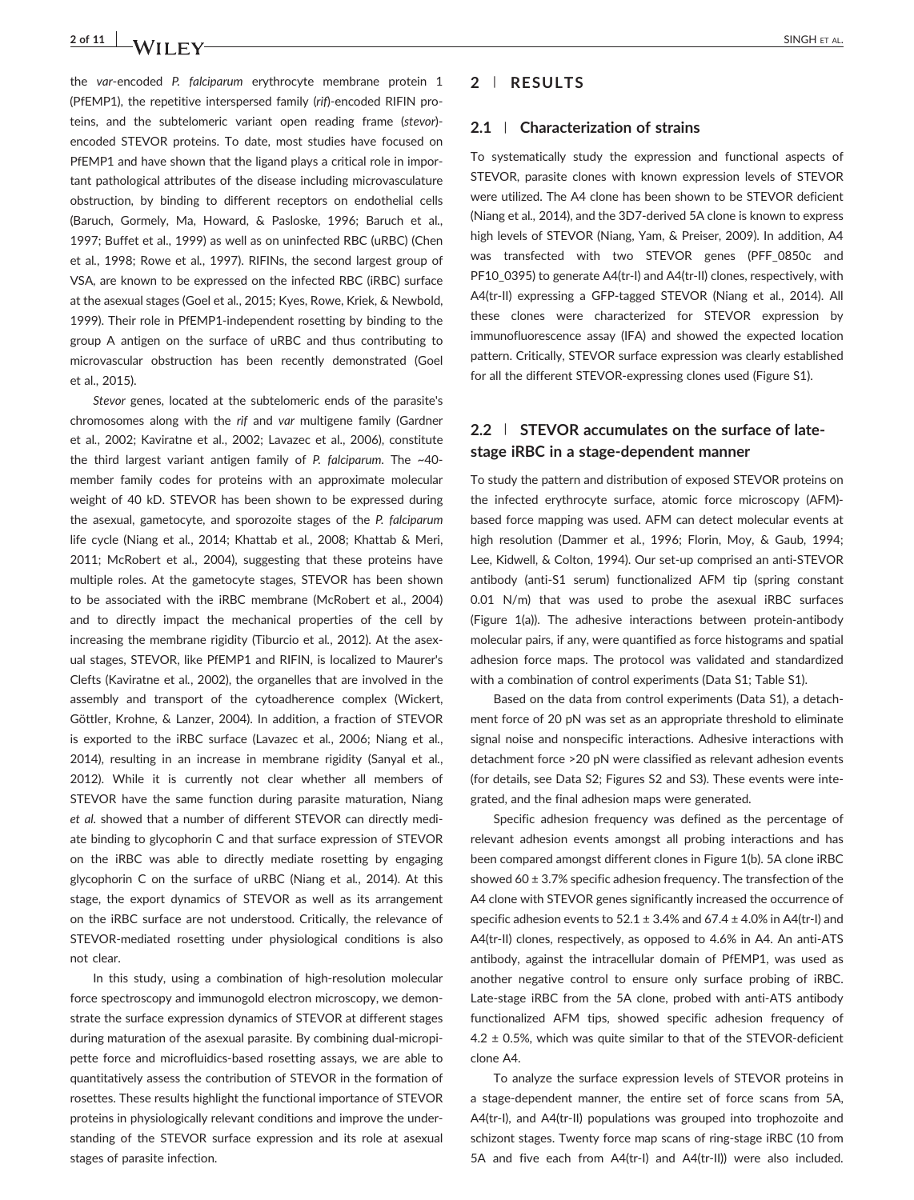the *var*-encoded *P. falciparum* erythrocyte membrane protein 1 (PfEMP1), the repetitive interspersed family (*rif*)-encoded RIFIN proteins, and the subtelomeric variant open reading frame (*stevor*)-encoded STEVOR proteins. To date, most studies have focused on PfEMP1 and have shown that the ligand plays a critical role in important pathological attributes of the disease including microvasculature obstruction, by binding to different receptors on endothelial cells (Baruch, Gormely, Ma, Howard, & Pasloske, 1996; Baruch et al., 1997; Buffet et al., 1999) as well as on uninfected RBC (uRBC) (Chen et al., 1998; Rowe et al., 1997). RIFINs, the second largest group of VSA, are known to be expressed on the infected RBC (iRBC) surface at the asexual stages (Goel et al., 2015; Kyes, Rowe, Kriek, & Newbold, 1999). Their role in PfEMP1-independent rosetting by binding to the group A antigen on the surface of uRBC and thus contributing to microvascular obstruction has been recently demonstrated (Goel et al., 2015).

*Stevor* genes, located at the subtelomeric ends of the parasite's chromosomes along with the *rif* and *var* multigene family (Gardner et al., 2002; Kaviratne et al., 2002; Lavazec et al., 2006), constitute the third largest variant antigen family of *P. falciparum*. The ~40-member family codes for proteins with an approximate molecular weight of 40 kD. STEVOR has been shown to be expressed during the asexual, gametocyte, and sporozoite stages of the *P. falciparum* life cycle (Niang et al., 2014; Khattab et al., 2008; Khattab & Meri, 2011; McRobert et al., 2004), suggesting that these proteins have multiple roles. At the gametocyte stages, STEVOR has been shown to be associated with the iRBC membrane (McRobert et al., 2004) and to directly impact the mechanical properties of the cell by increasing the membrane rigidity (Tiburcio et al., 2012). At the asexual stages, STEVOR, like PfEMP1 and RIFIN, is localized to Maurer's Clefts (Kaviratne et al., 2002), the organelles that are involved in the assembly and transport of the cytoadherence complex (Wickert, Göttler, Krohne, & Lanzer, 2004). In addition, a fraction of STEVOR is exported to the iRBC surface (Lavazec et al., 2006; Niang et al., 2014), resulting in an increase in membrane rigidity (Sanyal et al., 2012). While it is currently not clear whether all members of STEVOR have the same function during parasite maturation, Niang *et al.* showed that a number of different STEVOR can directly mediate binding to glycophorin C and that surface expression of STEVOR on the iRBC was able to directly mediate rosetting by engaging glycophorin C on the surface of uRBC (Niang et al., 2014). At this stage, the export dynamics of STEVOR as well as its arrangement on the iRBC surface are not understood. Critically, the relevance of STEVOR-mediated rosetting under physiological conditions is also not clear.

In this study, using a combination of high-resolution molecular force spectroscopy and immunogold electron microscopy, we demonstrate the surface expression dynamics of STEVOR at different stages during maturation of the asexual parasite. By combining dual-micropipette force and microfluidics-based rosetting assays, we are able to quantitatively assess the contribution of STEVOR in the formation of rosettes. These results highlight the functional importance of STEVOR proteins in physiologically relevant conditions and improve the understanding of the STEVOR surface expression and its role at asexual stages of parasite infection.

## 2 | RESULTS

### 2.1 | Characterization of strains

To systematically study the expression and functional aspects of STEVOR, parasite clones with known expression levels of STEVOR were utilized. The A4 clone has been shown to be STEVOR deficient (Niang et al., 2014), and the 3D7-derived 5A clone is known to express high levels of STEVOR (Niang, Yam, & Preiser, 2009). In addition, A4 was transfected with two STEVOR genes (PFF_0850c and PF10_0395) to generate A4(tr-I) and A4(tr-II) clones, respectively, with A4(tr-II) expressing a GFP-tagged STEVOR (Niang et al., 2014). All these clones were characterized for STEVOR expression by immunofluorescence assay (IFA) and showed the expected location pattern. Critically, STEVOR surface expression was clearly established for all the different STEVOR-expressing clones used (Figure S1).

### 2.2 | STEVOR accumulates on the surface of late-stage iRBC in a stage-dependent manner

To study the pattern and distribution of exposed STEVOR proteins on the infected erythrocyte surface, atomic force microscopy (AFM)-based force mapping was used. AFM can detect molecular events at high resolution (Dammer et al., 1996; Florin, Moy, & Gaub, 1994; Lee, Kidwell, & Colton, 1994). Our set-up comprised an anti-STEVOR antibody (anti-S1 serum) functionalized AFM tip (spring constant 0.01 N/m) that was used to probe the asexual iRBC surfaces (Figure 1(a)). The adhesive interactions between protein-antibody molecular pairs, if any, were quantified as force histograms and spatial adhesion force maps. The protocol was validated and standardized with a combination of control experiments (Data S1; Table S1).

Based on the data from control experiments (Data S1), a detachment force of 20 pN was set as an appropriate threshold to eliminate signal noise and nonspecific interactions. Adhesive interactions with detachment force >20 pN were classified as relevant adhesion events (for details, see Data S2; Figures S2 and S3). These events were integrated, and the final adhesion maps were generated.

Specific adhesion frequency was defined as the percentage of relevant adhesion events amongst all probing interactions and has been compared amongst different clones in Figure 1(b). 5A clone iRBC showed 60 ± 3.7% specific adhesion frequency. The transfection of the A4 clone with STEVOR genes significantly increased the occurrence of specific adhesion events to 52.1 ± 3.4% and 67.4 ± 4.0% in A4(tr-I) and A4(tr-II) clones, respectively, as opposed to 4.6% in A4. An anti-ATS antibody, against the intracellular domain of PfEMP1, was used as another negative control to ensure only surface probing of iRBC. Late-stage iRBC from the 5A clone, probed with anti-ATS antibody functionalized AFM tips, showed specific adhesion frequency of 4.2 ± 0.5%, which was quite similar to that of the STEVOR-deficient clone A4.

To analyze the surface expression levels of STEVOR proteins in a stage-dependent manner, the entire set of force scans from 5A, A4(tr-I), and A4(tr-II) populations was grouped into trophozoite and schizont stages. Twenty force map scans of ring-stage iRBC (10 from 5A and five each from A4(tr-I) and A4(tr-II)) were also included.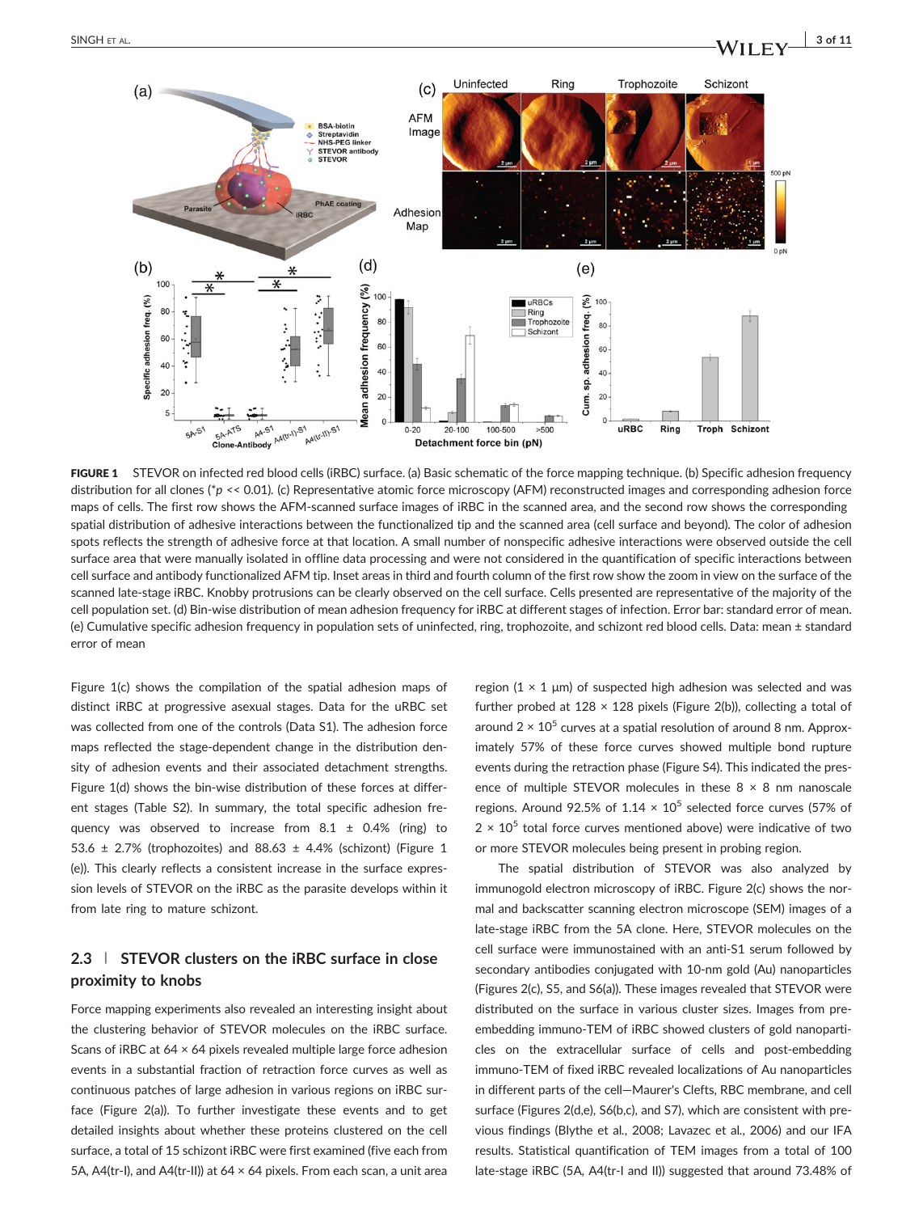**FIGURE 1** STEVOR on infected red blood cells (iRBC) surface. (a) Basic schematic of the force mapping technique. (b) Specific adhesion frequency distribution for all clones (*$p << 0.01$). (c) Representative atomic force microscopy (AFM) reconstructed images and corresponding adhesion force maps of cells. The first row shows the AFM-scanned surface images of iRBC in the scanned area, and the second row shows the corresponding spatial distribution of adhesive interactions between the functionalized tip and the scanned area (cell surface and beyond). The color of adhesion spots reflects the strength of adhesive force at that location. A small number of nonspecific adhesive interactions were observed outside the cell surface area that were manually isolated in offline data processing and were not considered in the quantification of specific interactions between cell surface and antibody functionalized AFM tip. Inset areas in third and fourth column of the first row show the zoom in view on the surface of the scanned late-stage iRBC. Knobby protrusions can be clearly observed on the cell surface. Cells presented are representative of the majority of the cell population set. (d) Bin-wise distribution of mean adhesion frequency for iRBC at different stages of infection. Error bar: standard error of mean. (e) Cumulative specific adhesion frequency in population sets of uninfected, ring, trophozoite, and schizont red blood cells. Data: mean ± standard error of mean

Figure 1(c) shows the compilation of the spatial adhesion maps of distinct iRBC at progressive asexual stages. Data for the uRBC set was collected from one of the controls (Data S1). The adhesion force maps reflected the stage-dependent change in the distribution density of adhesion events and their associated detachment strengths. Figure 1(d) shows the bin-wise distribution of these forces at different stages (Table S2). In summary, the total specific adhesion frequency was observed to increase from 8.1 ± 0.4% (ring) to 53.6 ± 2.7% (trophozoites) and 88.63 ± 4.4% (schizont) (Figure 1(e)). This clearly reflects a consistent increase in the surface expression levels of STEVOR on the iRBC as the parasite develops within it from late ring to mature schizont.

## 2.3 | STEVOR clusters on the iRBC surface in close proximity to knobs

Force mapping experiments also revealed an interesting insight about the clustering behavior of STEVOR molecules on the iRBC surface. Scans of iRBC at 64 × 64 pixels revealed multiple large force adhesion events in a substantial fraction of retraction force curves as well as continuous patches of large adhesion in various regions on iRBC surface (Figure 2(a)). To further investigate these events and to get detailed insights about whether these proteins clustered on the cell surface, a total of 15 schizont iRBC were first examined (five each from 5A, A4(tr-I), and A4(tr-II)) at 64 × 64 pixels. From each scan, a unit area region (1 × 1 μm) of suspected high adhesion was selected and was further probed at 128 × 128 pixels (Figure 2(b)), collecting a total of around $2 \times 10^5$ curves at a spatial resolution of around 8 nm. Approximately 57% of these force curves showed multiple bond rupture events during the retraction phase (Figure S4). This indicated the presence of multiple STEVOR molecules in these 8 × 8 nm nanoscale regions. Around 92.5% of $1.14 \times 10^5$ selected force curves (57% of $2 \times 10^5$ total force curves mentioned above) were indicative of two or more STEVOR molecules being present in probing region.

The spatial distribution of STEVOR was also analyzed by immunogold electron microscopy of iRBC. Figure 2(c) shows the normal and backscatter scanning electron microscope (SEM) images of a late-stage iRBC from the 5A clone. Here, STEVOR molecules on the cell surface were immunostained with an anti-S1 serum followed by secondary antibodies conjugated with 10-nm gold (Au) nanoparticles (Figures 2(c), S5, and S6(a)). These images revealed that STEVOR were distributed on the surface in various cluster sizes. Images from pre-embedding immuno-TEM of iRBC showed clusters of gold nanoparticles on the extracellular surface of cells and post-embedding immuno-TEM of fixed iRBC revealed localizations of Au nanoparticles in different parts of the cell—Maurer's Clefts, RBC membrane, and cell surface (Figures 2(d,e), S6(b,c), and S7), which are consistent with previous findings (Blythe et al., 2008; Lavazec et al., 2006) and our IFA results. Statistical quantification of TEM images from a total of 100 late-stage iRBC (5A, A4(tr-I and II)) suggested that around 73.48% of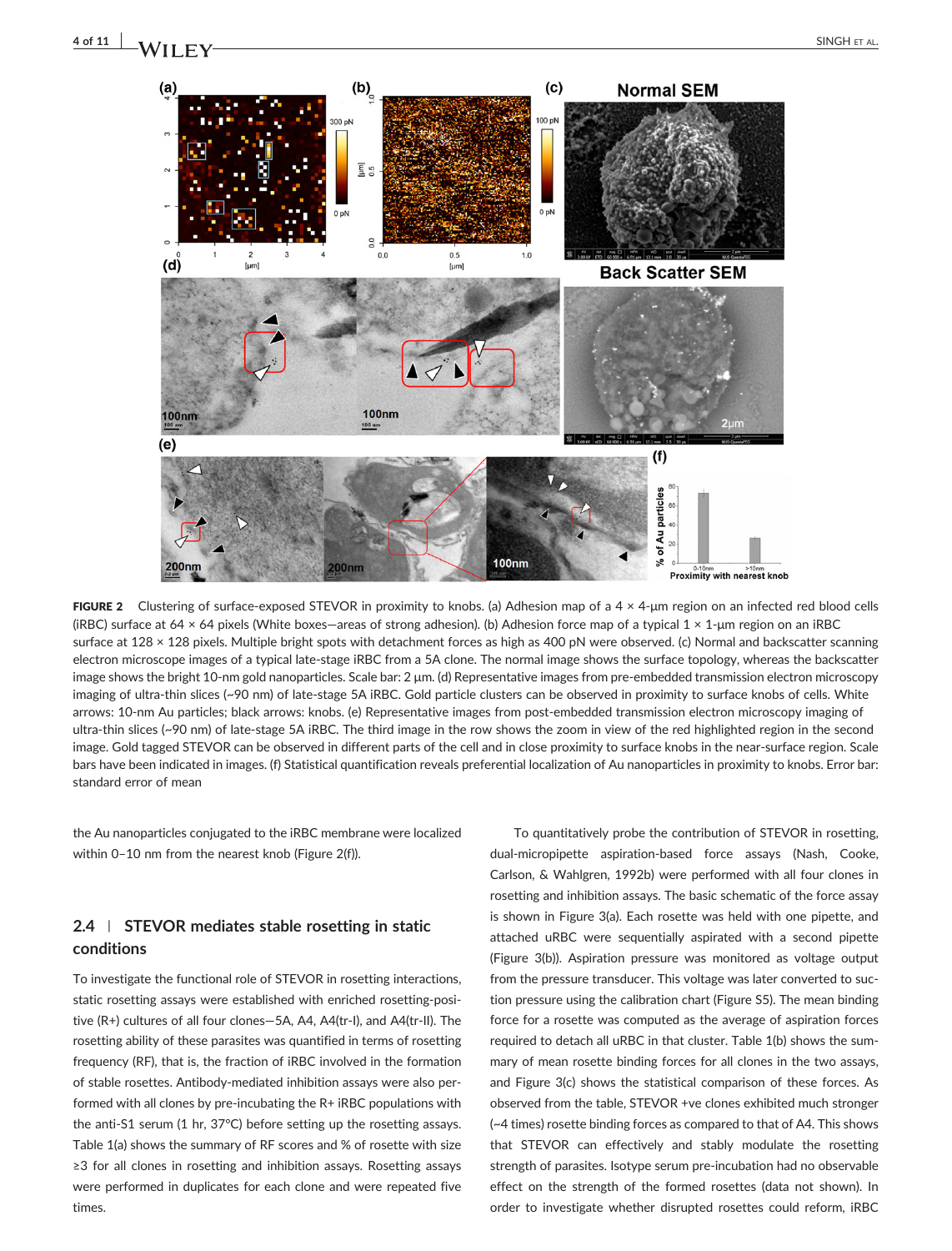FIGURE 2 Clustering of surface-exposed STEVOR in proximity to knobs. (a) Adhesion map of a 4 × 4-μm region on an infected red blood cells (iRBC) surface at 64 × 64 pixels (White boxes—areas of strong adhesion). (b) Adhesion force map of a typical 1 × 1-μm region on an iRBC surface at 128 × 128 pixels. Multiple bright spots with detachment forces as high as 400 pN were observed. (c) Normal and backscatter scanning electron microscope images of a typical late-stage iRBC from a 5A clone. The normal image shows the surface topology, whereas the backscatter image shows the bright 10-nm gold nanoparticles. Scale bar: 2 μm. (d) Representative images from pre-embedded transmission electron microscopy imaging of ultra-thin slices (~90 nm) of late-stage 5A iRBC. Gold particle clusters can be observed in proximity to surface knobs of cells. White arrows: 10-nm Au particles; black arrows: knobs. (e) Representative images from post-embedded transmission electron microscopy imaging of ultra-thin slices (~90 nm) of late-stage 5A iRBC. The third image in the row shows the zoom in view of the red highlighted region in the second image. Gold tagged STEVOR can be observed in different parts of the cell and in close proximity to surface knobs in the near-surface region. Scale bars have been indicated in images. (f) Statistical quantification reveals preferential localization of Au nanoparticles in proximity to knobs. Error bar: standard error of mean

the Au nanoparticles conjugated to the iRBC membrane were localized within 0–10 nm from the nearest knob (Figure 2(f)).

## 2.4 | STEVOR mediates stable rosetting in static conditions

To investigate the functional role of STEVOR in rosetting interactions, static rosetting assays were established with enriched rosetting-positive (R+) cultures of all four clones—5A, A4, A4(tr-I), and A4(tr-II). The rosetting ability of these parasites was quantified in terms of rosetting frequency (RF), that is, the fraction of iRBC involved in the formation of stable rosettes. Antibody-mediated inhibition assays were also performed with all clones by pre-incubating the R+ iRBC populations with the anti-S1 serum (1 hr, 37°C) before setting up the rosetting assays. Table 1(a) shows the summary of RF scores and % of rosette with size ≥3 for all clones in rosetting and inhibition assays. Rosetting assays were performed in duplicates for each clone and were repeated five times.

To quantitatively probe the contribution of STEVOR in rosetting, dual-micropipette aspiration-based force assays (Nash, Cooke, Carlson, & Wahlgren, 1992b) were performed with all four clones in rosetting and inhibition assays. The basic schematic of the force assay is shown in Figure 3(a). Each rosette was held with one pipette, and attached uRBC were sequentially aspirated with a second pipette (Figure 3(b)). Aspiration pressure was monitored as voltage output from the pressure transducer. This voltage was later converted to suction pressure using the calibration chart (Figure S5). The mean binding force for a rosette was computed as the average of aspiration forces required to detach all uRBC in that cluster. Table 1(b) shows the summary of mean rosette binding forces for all clones in the two assays, and Figure 3(c) shows the statistical comparison of these forces. As observed from the table, STEVOR +ve clones exhibited much stronger (~4 times) rosette binding forces as compared to that of A4. This shows that STEVOR can effectively and stably modulate the rosetting strength of parasites. Isotype serum pre-incubation had no observable effect on the strength of the formed rosettes (data not shown). In order to investigate whether disrupted rosettes could reform, iRBC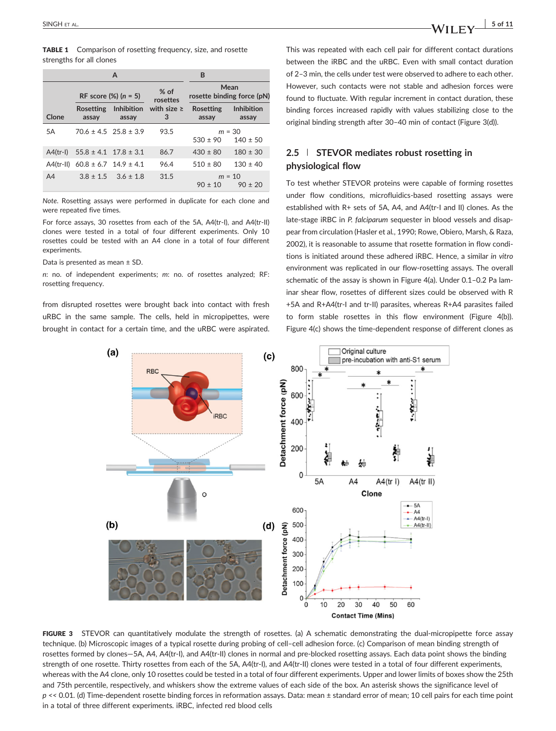**TABLE 1** Comparison of rosetting frequency, size, and rosette strengths for all clones

| | A | | | B | |
|---|---|---|---|---|---|
| | RF score (%) ($n$ = 5) | | % of rosettes with size ≥ 3 | Mean rosette binding force (pN) | |
| Clone | Rosetting assay | Inhibition assay | | Rosetting assay | Inhibition assay |
| 5A | 70.6 ± 4.5 | 25.8 ± 3.9 | 93.5 | $m$ = 30<br>530 ± 90 | 140 ± 50 |
| A4(tr-I) | 55.8 ± 4.1 | 17.8 ± 3.1 | 86.7 | 430 ± 80 | 180 ± 30 |
| A4(tr-II) | 60.8 ± 6.7 | 14.9 ± 4.1 | 96.4 | 510 ± 80 | 130 ± 40 |
| A4 | 3.8 ± 1.5 | 3.6 ± 1.8 | 31.5 | $m$ = 10<br>90 ± 10 | 90 ± 20 |

*Note*. Rosetting assays were performed in duplicate for each clone and were repeated five times.

For force assays, 30 rosettes from each of the 5A, A4(tr-I), and A4(tr-II) clones were tested in a total of four different experiments. Only 10 rosettes could be tested with an A4 clone in a total of four different experiments.

Data is presented as mean ± SD.

$n$: no. of independent experiments; $m$: no. of rosettes analyzed; RF: rosetting frequency.

from disrupted rosettes were brought back into contact with fresh uRBC in the same sample. The cells, held in micropipettes, were brought in contact for a certain time, and the uRBC were aspirated. This was repeated with each cell pair for different contact durations between the iRBC and the uRBC. Even with small contact duration of 2–3 min, the cells under test were observed to adhere to each other. However, such contacts were not stable and adhesion forces were found to fluctuate. With regular increment in contact duration, these binding forces increased rapidly with values stabilizing close to the original binding strength after 30–40 min of contact (Figure 3(d)).

## 2.5 | STEVOR mediates robust rosetting in physiological flow

To test whether STEVOR proteins were capable of forming rosettes under flow conditions, microfluidics-based rosetting assays were established with R+ sets of 5A, A4, and A4(tr-I and II) clones. As the late-stage iRBC in *P. falciparum* sequester in blood vessels and disappear from circulation (Hasler et al., 1990; Rowe, Obiero, Marsh, & Raza, 2002), it is reasonable to assume that rosette formation in flow conditions is initiated around these adhered iRBC. Hence, a similar *in vitro* environment was replicated in our flow-rosetting assays. The overall schematic of the assay is shown in Figure 4(a). Under 0.1–0.2 Pa laminar shear flow, rosettes of different sizes could be observed with R+5A and R+A4(tr-I and tr-II) parasites, whereas R+A4 parasites failed to form stable rosettes in this flow environment (Figure 4(b)). Figure 4(c) shows the time-dependent response of different clones as

**FIGURE 3** STEVOR can quantitatively modulate the strength of rosettes. (a) A schematic demonstrating the dual-micropipette force assay technique. (b) Microscopic images of a typical rosette during probing of cell–cell adhesion force. (c) Comparison of mean binding strength of rosettes formed by clones—5A, A4, A4(tr-I), and A4(tr-II) clones in normal and pre-blocked rosetting assays. Each data point shows the binding strength of one rosette. Thirty rosettes from each of the 5A, A4(tr-I), and A4(tr-II) clones were tested in a total of four different experiments, whereas with the A4 clone, only 10 rosettes could be tested in a total of four different experiments. Upper and lower limits of boxes show the 25th and 75th percentile, respectively, and whiskers show the extreme values of each side of the box. An asterisk shows the significance level of $p << 0.01$. (d) Time-dependent rosette binding forces in reformation assays. Data: mean ± standard error of mean; 10 cell pairs for each time point in a total of three different experiments. iRBC, infected red blood cells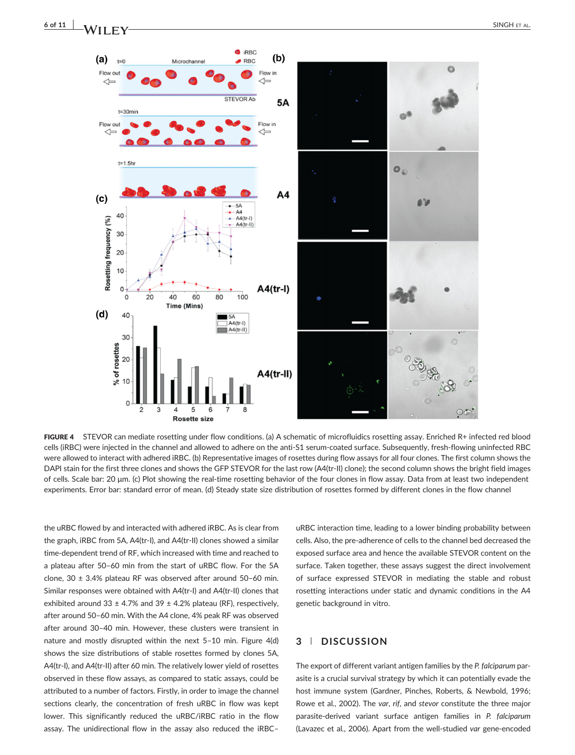FIGURE 4 STEVOR can mediate rosetting under flow conditions. (a) A schematic of microfluidics rosetting assay. Enriched R+ infected red blood cells (iRBC) were injected in the channel and allowed to adhere on the anti-S1 serum-coated surface. Subsequently, fresh-flowing uninfected RBC were allowed to interact with adhered iRBC. (b) Representative images of rosettes during flow assays for all four clones. The first column shows the DAPI stain for the first three clones and shows the GFP STEVOR for the last row (A4(tr-II) clone); the second column shows the bright field images of cells. Scale bar: 20 μm. (c) Plot showing the real-time rosetting behavior of the four clones in flow assay. Data from at least two independent experiments. Error bar: standard error of mean. (d) Steady state size distribution of rosettes formed by different clones in the flow channel

the uRBC flowed by and interacted with adhered iRBC. As is clear from the graph, iRBC from 5A, A4(tr-I), and A4(tr-II) clones showed a similar time-dependent trend of RF, which increased with time and reached to a plateau after 50–60 min from the start of uRBC flow. For the 5A clone, 30 ± 3.4% plateau RF was observed after around 50–60 min. Similar responses were obtained with A4(tr-I) and A4(tr-II) clones that exhibited around 33 ± 4.7% and 39 ± 4.2% plateau (RF), respectively, after around 50–60 min. With the A4 clone, 4% peak RF was observed after around 30–40 min. However, these clusters were transient in nature and mostly disrupted within the next 5–10 min. Figure 4(d) shows the size distributions of stable rosettes formed by clones 5A, A4(tr-I), and A4(tr-II) after 60 min. The relatively lower yield of rosettes observed in these flow assays, as compared to static assays, could be attributed to a number of factors. Firstly, in order to image the channel sections clearly, the concentration of fresh uRBC in flow was kept lower. This significantly reduced the uRBC/iRBC ratio in the flow assay. The unidirectional flow in the assay also reduced the iRBC–uRBC interaction time, leading to a lower binding probability between cells. Also, the pre-adherence of cells to the channel bed decreased the exposed surface area and hence the available STEVOR content on the surface. Taken together, these assays suggest the direct involvement of surface expressed STEVOR in mediating the stable and robust rosetting interactions under static and dynamic conditions in the A4 genetic background in vitro.

## 3 | DISCUSSION

The export of different variant antigen families by the *P. falciparum* parasite is a crucial survival strategy by which it can potentially evade the host immune system (Gardner, Pinches, Roberts, & Newbold, 1996; Rowe et al., 2002). The *var*, *rif*, and *stevor* constitute the three major parasite-derived variant surface antigen families in *P. falciparum* (Lavazec et al., 2006). Apart from the well-studied *var* gene-encoded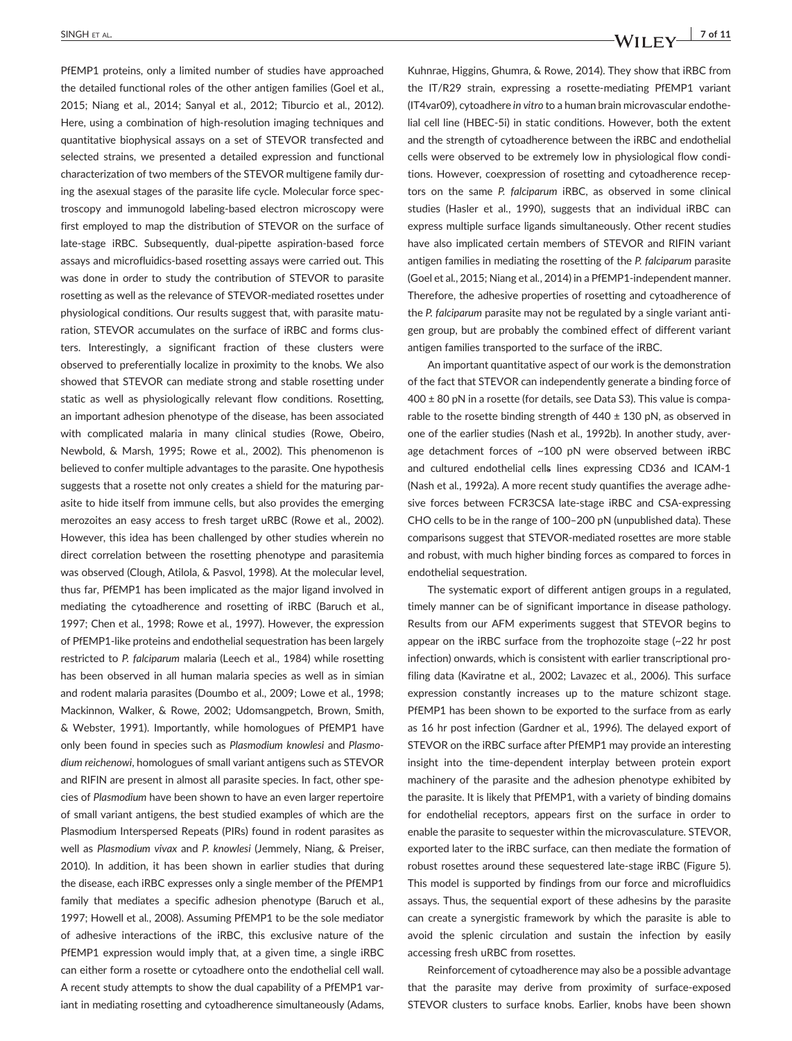PfEMP1 proteins, only a limited number of studies have approached the detailed functional roles of the other antigen families (Goel et al., 2015; Niang et al., 2014; Sanyal et al., 2012; Tiburcio et al., 2012). Here, using a combination of high-resolution imaging techniques and quantitative biophysical assays on a set of STEVOR transfected and selected strains, we presented a detailed expression and functional characterization of two members of the STEVOR multigene family during the asexual stages of the parasite life cycle. Molecular force spectroscopy and immunogold labeling-based electron microscopy were first employed to map the distribution of STEVOR on the surface of late-stage iRBC. Subsequently, dual-pipette aspiration-based force assays and microfluidics-based rosetting assays were carried out. This was done in order to study the contribution of STEVOR to parasite rosetting as well as the relevance of STEVOR-mediated rosettes under physiological conditions. Our results suggest that, with parasite maturation, STEVOR accumulates on the surface of iRBC and forms clusters. Interestingly, a significant fraction of these clusters were observed to preferentially localize in proximity to the knobs. We also showed that STEVOR can mediate strong and stable rosetting under static as well as physiologically relevant flow conditions. Rosetting, an important adhesion phenotype of the disease, has been associated with complicated malaria in many clinical studies (Rowe, Obeiro, Newbold, & Marsh, 1995; Rowe et al., 2002). This phenomenon is believed to confer multiple advantages to the parasite. One hypothesis suggests that a rosette not only creates a shield for the maturing parasite to hide itself from immune cells, but also provides the emerging merozoites an easy access to fresh target uRBC (Rowe et al., 2002). However, this idea has been challenged by other studies wherein no direct correlation between the rosetting phenotype and parasitemia was observed (Clough, Atilola, & Pasvol, 1998). At the molecular level, thus far, PfEMP1 has been implicated as the major ligand involved in mediating the cytoadherence and rosetting of iRBC (Baruch et al., 1997; Chen et al., 1998; Rowe et al., 1997). However, the expression of PfEMP1-like proteins and endothelial sequestration has been largely restricted to *P. falciparum* malaria (Leech et al., 1984) while rosetting has been observed in all human malaria species as well as in simian and rodent malaria parasites (Doumbo et al., 2009; Lowe et al., 1998; Mackinnon, Walker, & Rowe, 2002; Udomsangpetch, Brown, Smith, & Webster, 1991). Importantly, while homologues of PfEMP1 have only been found in species such as *Plasmodium knowlesi* and *Plasmodium reichenowi*, homologues of small variant antigens such as STEVOR and RIFIN are present in almost all parasite species. In fact, other species of *Plasmodium* have been shown to have an even larger repertoire of small variant antigens, the best studied examples of which are the Plasmodium Interspersed Repeats (PIRs) found in rodent parasites as well as *Plasmodium vivax* and *P. knowlesi* (Jemmely, Niang, & Preiser, 2010). In addition, it has been shown in earlier studies that during the disease, each iRBC expresses only a single member of the PfEMP1 family that mediates a specific adhesion phenotype (Baruch et al., 1997; Howell et al., 2008). Assuming PfEMP1 to be the sole mediator of adhesive interactions of the iRBC, this exclusive nature of the PfEMP1 expression would imply that, at a given time, a single iRBC can either form a rosette or cytoadhere onto the endothelial cell wall. A recent study attempts to show the dual capability of a PfEMP1 variant in mediating rosetting and cytoadherence simultaneously (Adams, Kuhnrae, Higgins, Ghumra, & Rowe, 2014). They show that iRBC from the IT/R29 strain, expressing a rosette-mediating PfEMP1 variant (IT4var09), cytoadhere *in vitro* to a human brain microvascular endothelial cell line (HBEC-5i) in static conditions. However, both the extent and the strength of cytoadherence between the iRBC and endothelial cells were observed to be extremely low in physiological flow conditions. However, coexpression of rosetting and cytoadherence receptors on the same *P. falciparum* iRBC, as observed in some clinical studies (Hasler et al., 1990), suggests that an individual iRBC can express multiple surface ligands simultaneously. Other recent studies have also implicated certain members of STEVOR and RIFIN variant antigen families in mediating the rosetting of the *P. falciparum* parasite (Goel et al., 2015; Niang et al., 2014) in a PfEMP1-independent manner. Therefore, the adhesive properties of rosetting and cytoadherence of the *P. falciparum* parasite may not be regulated by a single variant antigen group, but are probably the combined effect of different variant antigen families transported to the surface of the iRBC.

An important quantitative aspect of our work is the demonstration of the fact that STEVOR can independently generate a binding force of 400 ± 80 pN in a rosette (for details, see Data S3). This value is comparable to the rosette binding strength of 440 ± 130 pN, as observed in one of the earlier studies (Nash et al., 1992b). In another study, average detachment forces of ~100 pN were observed between iRBC and cultured endothelial cells lines expressing CD36 and ICAM-1 (Nash et al., 1992a). A more recent study quantifies the average adhesive forces between FCR3CSA late-stage iRBC and CSA-expressing CHO cells to be in the range of 100–200 pN (unpublished data). These comparisons suggest that STEVOR-mediated rosettes are more stable and robust, with much higher binding forces as compared to forces in endothelial sequestration.

The systematic export of different antigen groups in a regulated, timely manner can be of significant importance in disease pathology. Results from our AFM experiments suggest that STEVOR begins to appear on the iRBC surface from the trophozoite stage (~22 hr post infection) onwards, which is consistent with earlier transcriptional profiling data (Kaviratne et al., 2002; Lavazec et al., 2006). This surface expression constantly increases up to the mature schizont stage. PfEMP1 has been shown to be exported to the surface from as early as 16 hr post infection (Gardner et al., 1996). The delayed export of STEVOR on the iRBC surface after PfEMP1 may provide an interesting insight into the time-dependent interplay between protein export machinery of the parasite and the adhesion phenotype exhibited by the parasite. It is likely that PfEMP1, with a variety of binding domains for endothelial receptors, appears first on the surface in order to enable the parasite to sequester within the microvasculature. STEVOR, exported later to the iRBC surface, can then mediate the formation of robust rosettes around these sequestered late-stage iRBC (Figure 5). This model is supported by findings from our force and microfluidics assays. Thus, the sequential export of these adhesins by the parasite can create a synergistic framework by which the parasite is able to avoid the splenic circulation and sustain the infection by easily accessing fresh uRBC from rosettes.

Reinforcement of cytoadherence may also be a possible advantage that the parasite may derive from proximity of surface-exposed STEVOR clusters to surface knobs. Earlier, knobs have been shown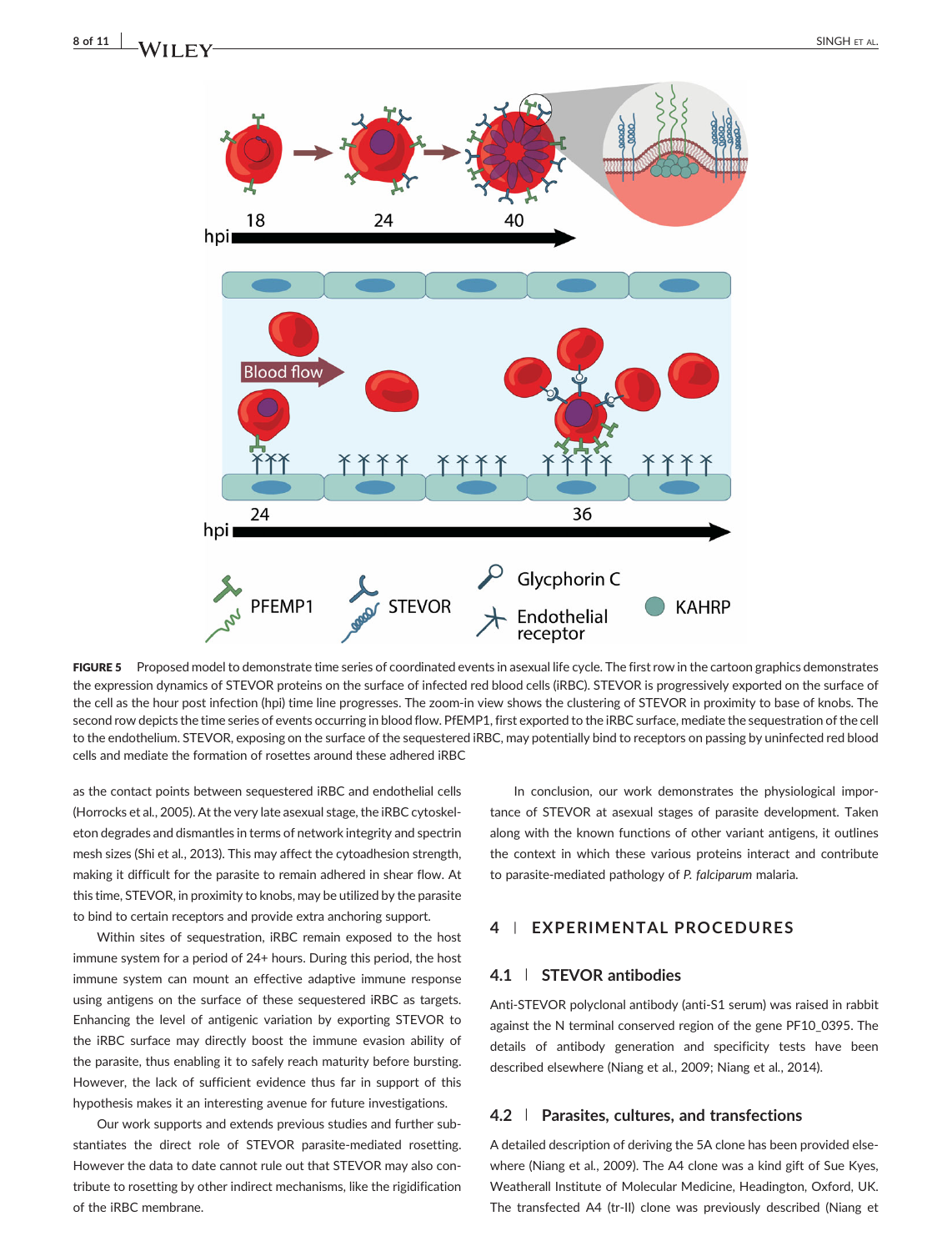**FIGURE 5** Proposed model to demonstrate time series of coordinated events in asexual life cycle. The first row in the cartoon graphics demonstrates the expression dynamics of STEVOR proteins on the surface of infected red blood cells (iRBC). STEVOR is progressively exported on the surface of the cell as the hour post infection (hpi) time line progresses. The zoom-in view shows the clustering of STEVOR in proximity to base of knobs. The second row depicts the time series of events occurring in blood flow. PfEMP1, first exported to the iRBC surface, mediate the sequestration of the cell to the endothelium. STEVOR, exposing on the surface of the sequestered iRBC, may potentially bind to receptors on passing by uninfected red blood cells and mediate the formation of rosettes around these adhered iRBC

as the contact points between sequestered iRBC and endothelial cells (Horrocks et al., 2005). At the very late asexual stage, the iRBC cytoskeleton degrades and dismantles in terms of network integrity and spectrin mesh sizes (Shi et al., 2013). This may affect the cytoadhesion strength, making it difficult for the parasite to remain adhered in shear flow. At this time, STEVOR, in proximity to knobs, may be utilized by the parasite to bind to certain receptors and provide extra anchoring support.

Within sites of sequestration, iRBC remain exposed to the host immune system for a period of 24+ hours. During this period, the host immune system can mount an effective adaptive immune response using antigens on the surface of these sequestered iRBC as targets. Enhancing the level of antigenic variation by exporting STEVOR to the iRBC surface may directly boost the immune evasion ability of the parasite, thus enabling it to safely reach maturity before bursting. However, the lack of sufficient evidence thus far in support of this hypothesis makes it an interesting avenue for future investigations.

Our work supports and extends previous studies and further substantiates the direct role of STEVOR parasite-mediated rosetting. However the data to date cannot rule out that STEVOR may also contribute to rosetting by other indirect mechanisms, like the rigidification of the iRBC membrane.

In conclusion, our work demonstrates the physiological importance of STEVOR at asexual stages of parasite development. Taken along with the known functions of other variant antigens, it outlines the context in which these various proteins interact and contribute to parasite-mediated pathology of *P. falciparum* malaria.

## 4 | EXPERIMENTAL PROCEDURES

### 4.1 | STEVOR antibodies

Anti-STEVOR polyclonal antibody (anti-S1 serum) was raised in rabbit against the N terminal conserved region of the gene PF10_0395. The details of antibody generation and specificity tests have been described elsewhere (Niang et al., 2009; Niang et al., 2014).

### 4.2 | Parasites, cultures, and transfections

A detailed description of deriving the 5A clone has been provided elsewhere (Niang et al., 2009). The A4 clone was a kind gift of Sue Kyes, Weatherall Institute of Molecular Medicine, Headington, Oxford, UK. The transfected A4 (tr-II) clone was previously described (Niang et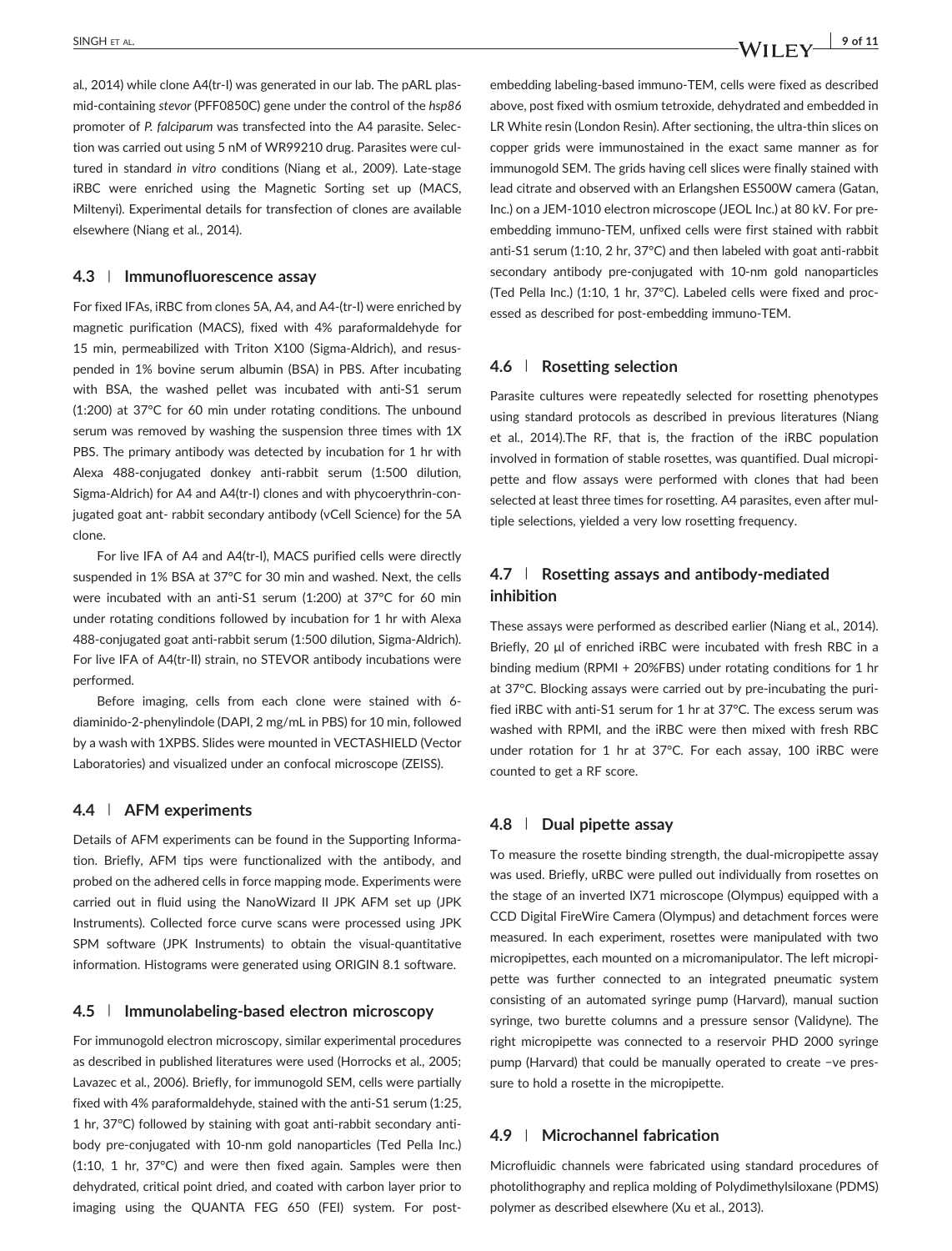al., 2014) while clone A4(tr-I) was generated in our lab. The pARL plasmid-containing *stevor* (PFF0850C) gene under the control of the *hsp86* promoter of *P. falciparum* was transfected into the A4 parasite. Selection was carried out using 5 nM of WR99210 drug. Parasites were cultured in standard *in vitro* conditions (Niang et al., 2009). Late-stage iRBC were enriched using the Magnetic Sorting set up (MACS, Miltenyi). Experimental details for transfection of clones are available elsewhere (Niang et al., 2014).

### 4.3 | Immunofluorescence assay

For fixed IFAs, iRBC from clones 5A, A4, and A4-(tr-I) were enriched by magnetic purification (MACS), fixed with 4% paraformaldehyde for 15 min, permeabilized with Triton X100 (Sigma-Aldrich), and resuspended in 1% bovine serum albumin (BSA) in PBS. After incubating with BSA, the washed pellet was incubated with anti-S1 serum (1:200) at 37°C for 60 min under rotating conditions. The unbound serum was removed by washing the suspension three times with 1X PBS. The primary antibody was detected by incubation for 1 hr with Alexa 488-conjugated donkey anti-rabbit serum (1:500 dilution, Sigma-Aldrich) for A4 and A4(tr-I) clones and with phycoerythrin-conjugated goat ant- rabbit secondary antibody (vCell Science) for the 5A clone.

For live IFA of A4 and A4(tr-I), MACS purified cells were directly suspended in 1% BSA at 37°C for 30 min and washed. Next, the cells were incubated with an anti-S1 serum (1:200) at 37°C for 60 min under rotating conditions followed by incubation for 1 hr with Alexa 488-conjugated goat anti-rabbit serum (1:500 dilution, Sigma-Aldrich). For live IFA of A4(tr-II) strain, no STEVOR antibody incubations were performed.

Before imaging, cells from each clone were stained with 6-diaminido-2-phenylindole (DAPI, 2 mg/mL in PBS) for 10 min, followed by a wash with 1XPBS. Slides were mounted in VECTASHIELD (Vector Laboratories) and visualized under an confocal microscope (ZEISS).

### 4.4 | AFM experiments

Details of AFM experiments can be found in the Supporting Information. Briefly, AFM tips were functionalized with the antibody, and probed on the adhered cells in force mapping mode. Experiments were carried out in fluid using the NanoWizard II JPK AFM set up (JPK Instruments). Collected force curve scans were processed using JPK SPM software (JPK Instruments) to obtain the visual-quantitative information. Histograms were generated using ORIGIN 8.1 software.

### 4.5 | Immunolabeling-based electron microscopy

For immunogold electron microscopy, similar experimental procedures as described in published literatures were used (Horrocks et al., 2005; Lavazec et al., 2006). Briefly, for immunogold SEM, cells were partially fixed with 4% paraformaldehyde, stained with the anti-S1 serum (1:25, 1 hr, 37°C) followed by staining with goat anti-rabbit secondary antibody pre-conjugated with 10-nm gold nanoparticles (Ted Pella Inc.) (1:10, 1 hr, 37°C) and were then fixed again. Samples were then dehydrated, critical point dried, and coated with carbon layer prior to imaging using the QUANTA FEG 650 (FEI) system. For post-embedding labeling-based immuno-TEM, cells were fixed as described above, post fixed with osmium tetroxide, dehydrated and embedded in LR White resin (London Resin). After sectioning, the ultra-thin slices on copper grids were immunostained in the exact same manner as for immunogold SEM. The grids having cell slices were finally stained with lead citrate and observed with an Erlangshen ES500W camera (Gatan, Inc.) on a JEM-1010 electron microscope (JEOL Inc.) at 80 kV. For pre-embedding immuno-TEM, unfixed cells were first stained with rabbit anti-S1 serum (1:10, 2 hr, 37°C) and then labeled with goat anti-rabbit secondary antibody pre-conjugated with 10-nm gold nanoparticles (Ted Pella Inc.) (1:10, 1 hr, 37°C). Labeled cells were fixed and processed as described for post-embedding immuno-TEM.

### 4.6 | Rosetting selection

Parasite cultures were repeatedly selected for rosetting phenotypes using standard protocols as described in previous literatures (Niang et al., 2014).The RF, that is, the fraction of the iRBC population involved in formation of stable rosettes, was quantified. Dual micropipette and flow assays were performed with clones that had been selected at least three times for rosetting. A4 parasites, even after multiple selections, yielded a very low rosetting frequency.

### 4.7 | Rosetting assays and antibody-mediated inhibition

These assays were performed as described earlier (Niang et al., 2014). Briefly, 20 μl of enriched iRBC were incubated with fresh RBC in a binding medium (RPMI + 20%FBS) under rotating conditions for 1 hr at 37°C. Blocking assays were carried out by pre-incubating the purified iRBC with anti-S1 serum for 1 hr at 37°C. The excess serum was washed with RPMI, and the iRBC were then mixed with fresh RBC under rotation for 1 hr at 37°C. For each assay, 100 iRBC were counted to get a RF score.

### 4.8 | Dual pipette assay

To measure the rosette binding strength, the dual-micropipette assay was used. Briefly, uRBC were pulled out individually from rosettes on the stage of an inverted IX71 microscope (Olympus) equipped with a CCD Digital FireWire Camera (Olympus) and detachment forces were measured. In each experiment, rosettes were manipulated with two micropipettes, each mounted on a micromanipulator. The left micropipette was further connected to an integrated pneumatic system consisting of an automated syringe pump (Harvard), manual suction syringe, two burette columns and a pressure sensor (Validyne). The right micropipette was connected to a reservoir PHD 2000 syringe pump (Harvard) that could be manually operated to create −ve pressure to hold a rosette in the micropipette.

### 4.9 | Microchannel fabrication

Microfluidic channels were fabricated using standard procedures of photolithography and replica molding of Polydimethylsiloxane (PDMS) polymer as described elsewhere (Xu et al., 2013).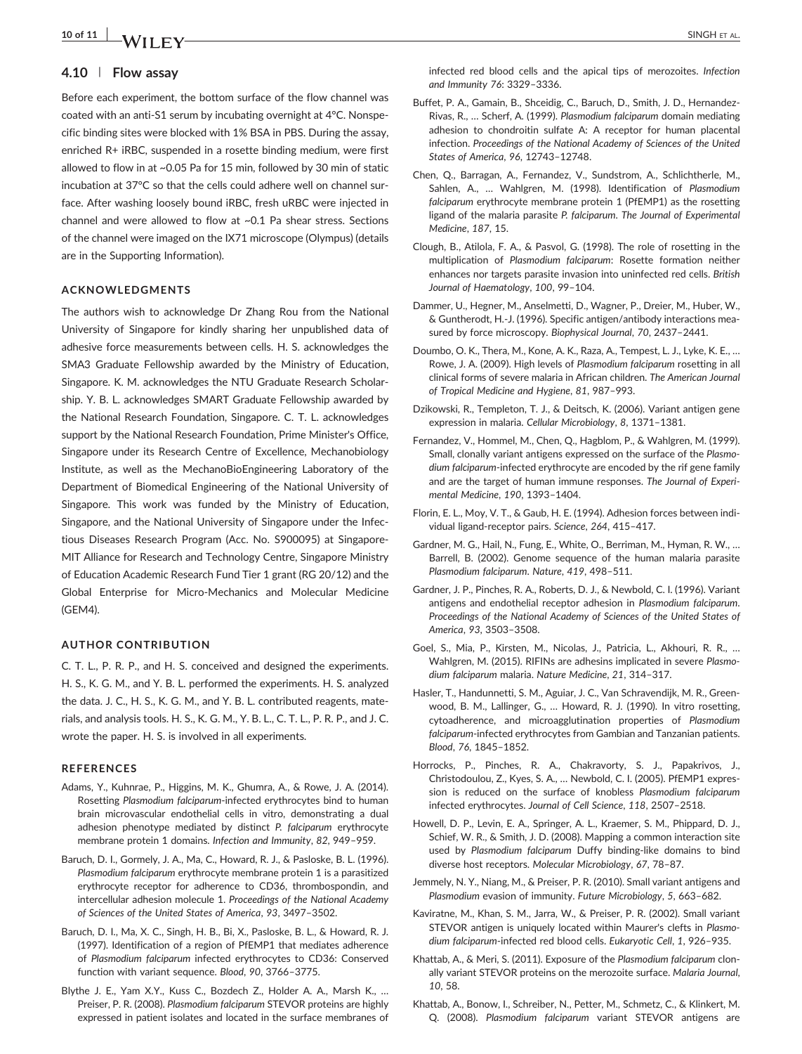### 4.10 | Flow assay

Before each experiment, the bottom surface of the flow channel was coated with an anti-S1 serum by incubating overnight at 4°C. Nonspecific binding sites were blocked with 1% BSA in PBS. During the assay, enriched R+ iRBC, suspended in a rosette binding medium, were first allowed to flow in at ~0.05 Pa for 15 min, followed by 30 min of static incubation at 37°C so that the cells could adhere well on channel surface. After washing loosely bound iRBC, fresh uRBC were injected in channel and were allowed to flow at ~0.1 Pa shear stress. Sections of the channel were imaged on the IX71 microscope (Olympus) (details are in the Supporting Information).

#### ACKNOWLEDGMENTS

The authors wish to acknowledge Dr Zhang Rou from the National University of Singapore for kindly sharing her unpublished data of adhesive force measurements between cells. H. S. acknowledges the SMA3 Graduate Fellowship awarded by the Ministry of Education, Singapore. K. M. acknowledges the NTU Graduate Research Scholarship. Y. B. L. acknowledges SMART Graduate Fellowship awarded by the National Research Foundation, Singapore. C. T. L. acknowledges support by the National Research Foundation, Prime Minister's Office, Singapore under its Research Centre of Excellence, Mechanobiology Institute, as well as the MechanoBioEngineering Laboratory of the Department of Biomedical Engineering of the National University of Singapore. This work was funded by the Ministry of Education, Singapore, and the National University of Singapore under the Infectious Diseases Research Program (Acc. No. S900095) at Singapore-MIT Alliance for Research and Technology Centre, Singapore Ministry of Education Academic Research Fund Tier 1 grant (RG 20/12) and the Global Enterprise for Micro-Mechanics and Molecular Medicine (GEM4).

#### AUTHOR CONTRIBUTION

C. T. L., P. R. P., and H. S. conceived and designed the experiments. H. S., K. G. M., and Y. B. L. performed the experiments. H. S. analyzed the data. J. C., H. S., K. G. M., and Y. B. L. contributed reagents, materials, and analysis tools. H. S., K. G. M., Y. B. L., C. T. L., P. R. P., and J. C. wrote the paper. H. S. is involved in all experiments.

#### REFERENCES

Adams, Y., Kuhnrae, P., Higgins, M. K., Ghumra, A., & Rowe, J. A. (2014). Rosetting *Plasmodium falciparum*-infected erythrocytes bind to human brain microvascular endothelial cells in vitro, demonstrating a dual adhesion phenotype mediated by distinct *P. falciparum* erythrocyte membrane protein 1 domains. *Infection and Immunity*, *82*, 949–959.

Baruch, D. I., Gormely, J. A., Ma, C., Howard, R. J., & Pasloske, B. L. (1996). *Plasmodium falciparum* erythrocyte membrane protein 1 is a parasitized erythrocyte receptor for adherence to CD36, thrombospondin, and intercellular adhesion molecule 1. *Proceedings of the National Academy of Sciences of the United States of America*, *93*, 3497–3502.

Baruch, D. I., Ma, X. C., Singh, H. B., Bi, X., Pasloske, B. L., & Howard, R. J. (1997). Identification of a region of PfEMP1 that mediates adherence of *Plasmodium falciparum* infected erythrocytes to CD36: Conserved function with variant sequence. *Blood*, *90*, 3766–3775.

Blythe J. E., Yam X.Y., Kuss C., Bozdech Z., Holder A. A., Marsh K., … Preiser, P. R. (2008). *Plasmodium falciparum* STEVOR proteins are highly expressed in patient isolates and located in the surface membranes of infected red blood cells and the apical tips of merozoites. *Infection and Immunity 76*: 3329–3336.

Buffet, P. A., Gamain, B., Shceidig, C., Baruch, D., Smith, J. D., Hernandez-Rivas, R., … Scherf, A. (1999). *Plasmodium falciparum* domain mediating adhesion to chondroitin sulfate A: A receptor for human placental infection. *Proceedings of the National Academy of Sciences of the United States of America*, *96*, 12743–12748.

Chen, Q., Barragan, A., Fernandez, V., Sundstrom, A., Schlichtherle, M., Sahlen, A., … Wahlgren, M. (1998). Identification of *Plasmodium falciparum* erythrocyte membrane protein 1 (PfEMP1) as the rosetting ligand of the malaria parasite *P. falciparum*. *The Journal of Experimental Medicine*, *187*, 15.

Clough, B., Atilola, F. A., & Pasvol, G. (1998). The role of rosetting in the multiplication of *Plasmodium falciparum*: Rosette formation neither enhances nor targets parasite invasion into uninfected red cells. *British Journal of Haematology*, *100*, 99–104.

Dammer, U., Hegner, M., Anselmetti, D., Wagner, P., Dreier, M., Huber, W., & Guntherodt, H.-J. (1996). Specific antigen/antibody interactions measured by force microscopy. *Biophysical Journal*, *70*, 2437–2441.

Doumbo, O. K., Thera, M., Kone, A. K., Raza, A., Tempest, L. J., Lyke, K. E., … Rowe, J. A. (2009). High levels of *Plasmodium falciparum* rosetting in all clinical forms of severe malaria in African children. *The American Journal of Tropical Medicine and Hygiene*, *81*, 987–993.

Dzikowski, R., Templeton, T. J., & Deitsch, K. (2006). Variant antigen gene expression in malaria. *Cellular Microbiology*, *8*, 1371–1381.

Fernandez, V., Hommel, M., Chen, Q., Hagblom, P., & Wahlgren, M. (1999). Small, clonally variant antigens expressed on the surface of the *Plasmodium falciparum*-infected erythrocyte are encoded by the rif gene family and are the target of human immune responses. *The Journal of Experimental Medicine*, *190*, 1393–1404.

Florin, E. L., Moy, V. T., & Gaub, H. E. (1994). Adhesion forces between individual ligand-receptor pairs. *Science*, *264*, 415–417.

Gardner, M. G., Hail, N., Fung, E., White, O., Berriman, M., Hyman, R. W., … Barrell, B. (2002). Genome sequence of the human malaria parasite *Plasmodium falciparum*. *Nature*, *419*, 498–511.

Gardner, J. P., Pinches, R. A., Roberts, D. J., & Newbold, C. I. (1996). Variant antigens and endothelial receptor adhesion in *Plasmodium falciparum*. *Proceedings of the National Academy of Sciences of the United States of America*, *93*, 3503–3508.

Goel, S., Mia, P., Kirsten, M., Nicolas, J., Patricia, L., Akhouri, R. R., … Wahlgren, M. (2015). RIFINs are adhesins implicated in severe *Plasmodium falciparum* malaria. *Nature Medicine*, *21*, 314–317.

Hasler, T., Handunnetti, S. M., Aguiar, J. C., Van Schravendijk, M. R., Greenwood, B. M., Lallinger, G., … Howard, R. J. (1990). In vitro rosetting, cytoadherence, and microagglutination properties of *Plasmodium falciparum*-infected erythrocytes from Gambian and Tanzanian patients. *Blood*, *76*, 1845–1852.

Horrocks, P., Pinches, R. A., Chakravorty, S. J., Papakrivos, J., Christodoulou, Z., Kyes, S. A., … Newbold, C. I. (2005). PfEMP1 expression is reduced on the surface of knobless *Plasmodium falciparum* infected erythrocytes. *Journal of Cell Science*, *118*, 2507–2518.

Howell, D. P., Levin, E. A., Springer, A. L., Kraemer, S. M., Phippard, D. J., Schief, W. R., & Smith, J. D. (2008). Mapping a common interaction site used by *Plasmodium falciparum* Duffy binding-like domains to bind diverse host receptors. *Molecular Microbiology*, *67*, 78–87.

Jemmely, N. Y., Niang, M., & Preiser, P. R. (2010). Small variant antigens and *Plasmodium* evasion of immunity. *Future Microbiology*, *5*, 663–682.

Kaviratne, M., Khan, S. M., Jarra, W., & Preiser, P. R. (2002). Small variant STEVOR antigen is uniquely located within Maurer's clefts in *Plasmodium falciparum*-infected red blood cells. *Eukaryotic Cell*, *1*, 926–935.

Khattab, A., & Meri, S. (2011). Exposure of the *Plasmodium falciparum* clonally variant STEVOR proteins on the merozoite surface. *Malaria Journal*, *10*, 58.

Khattab, A., Bonow, I., Schreiber, N., Petter, M., Schmetz, C., & Klinkert, M. Q. (2008). *Plasmodium falciparum* variant STEVOR antigens are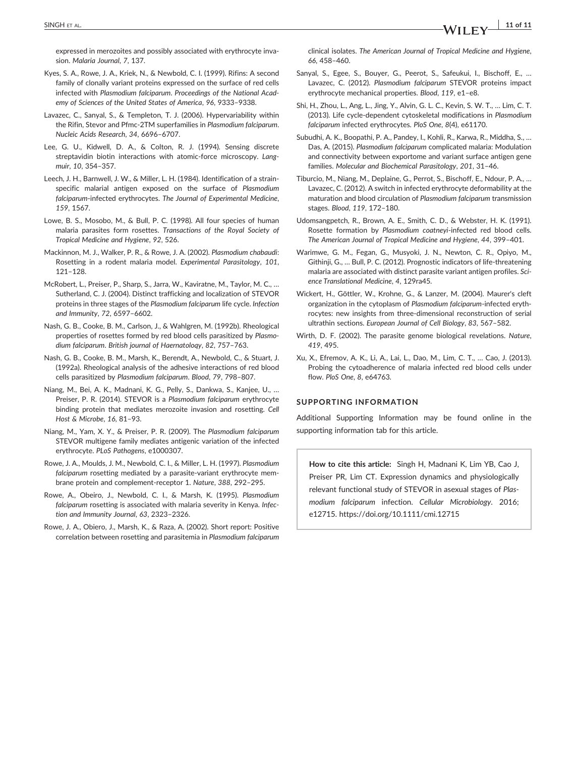expressed in merozoites and possibly associated with erythrocyte invasion. *Malaria Journal*, *7*, 137.

Kyes, S. A., Rowe, J. A., Kriek, N., & Newbold, C. I. (1999). Rifins: A second family of clonally variant proteins expressed on the surface of red cells infected with *Plasmodium falciparum*. *Proceedings of the National Academy of Sciences of the United States of America*, *96*, 9333–9338.

Lavazec, C., Sanyal, S., & Templeton, T. J. (2006). Hypervariability within the Rifin, Stevor and Pfmc-2TM superfamilies in *Plasmodium falciparum*. *Nucleic Acids Research*, *34*, 6696–6707.

Lee, G. U., Kidwell, D. A., & Colton, R. J. (1994). Sensing discrete streptavidin biotin interactions with atomic-force microscopy. *Langmuir*, *10*, 354–357.

Leech, J. H., Barnwell, J. W., & Miller, L. H. (1984). Identification of a strain-specific malarial antigen exposed on the surface of *Plasmodium falciparum*-infected erythrocytes. *The Journal of Experimental Medicine*, *159*, 1567.

Lowe, B. S., Mosobo, M., & Bull, P. C. (1998). All four species of human malaria parasites form rosettes. *Transactions of the Royal Society of Tropical Medicine and Hygiene*, *92*, 526.

Mackinnon, M. J., Walker, P. R., & Rowe, J. A. (2002). *Plasmodium chabaudi*: Rosetting in a rodent malaria model. *Experimental Parasitology*, *101*, 121–128.

McRobert, L., Preiser, P., Sharp, S., Jarra, W., Kaviratne, M., Taylor, M. C., … Sutherland, C. J. (2004). Distinct trafficking and localization of STEVOR proteins in three stages of the *Plasmodium falciparum* life cycle. *Infection and Immunity*, *72*, 6597–6602.

Nash, G. B., Cooke, B. M., Carlson, J., & Wahlgren, M. (1992b). Rheological properties of rosettes formed by red blood cells parasitized by *Plasmodium falciparum*. *British journal of Haematology*, *82*, 757–763.

Nash, G. B., Cooke, B. M., Marsh, K., Berendt, A., Newbold, C., & Stuart, J. (1992a). Rheological analysis of the adhesive interactions of red blood cells parasitized by *Plasmodium falciparum*. *Blood*, *79*, 798–807.

Niang, M., Bei, A. K., Madnani, K. G., Pelly, S., Dankwa, S., Kanjee, U., … Preiser, P. R. (2014). STEVOR is a *Plasmodium falciparum* erythrocyte binding protein that mediates merozoite invasion and rosetting. *Cell Host & Microbe*, *16*, 81–93.

Niang, M., Yam, X. Y., & Preiser, P. R. (2009). The *Plasmodium falciparum* STEVOR multigene family mediates antigenic variation of the infected erythrocyte. *PLoS Pathogens*, e1000307.

Rowe, J. A., Moulds, J. M., Newbold, C. I., & Miller, L. H. (1997). *Plasmodium falciparum* rosetting mediated by a parasite-variant erythrocyte membrane protein and complement-receptor 1. *Nature*, *388*, 292–295.

Rowe, A., Obeiro, J., Newbold, C. I., & Marsh, K. (1995). *Plasmodium falciparum* rosetting is associated with malaria severity in Kenya. *Infection and Immunity Journal*, *63*, 2323–2326.

Rowe, J. A., Obiero, J., Marsh, K., & Raza, A. (2002). Short report: Positive correlation between rosetting and parasitemia in *Plasmodium falciparum* clinical isolates. *The American Journal of Tropical Medicine and Hygiene*, *66*, 458–460.

Sanyal, S., Egee, S., Bouyer, G., Peerot, S., Safeukui, I., Bischoff, E., … Lavazec, C. (2012). *Plasmodium falciparum* STEVOR proteins impact erythrocyte mechanical properties. *Blood*, *119*, e1–e8.

Shi, H., Zhou, L., Ang, L., Jing, Y., Alvin, G. L. C., Kevin, S. W. T., … Lim, C. T. (2013). Life cycle-dependent cytoskeletal modifications in *Plasmodium falciparum* infected erythrocytes. *PloS One*, *8*(4), e61170.

Subudhi, A. K., Boopathi, P. A., Pandey, I., Kohli, R., Karwa, R., Middha, S., … Das, A. (2015). *Plasmodium falciparum* complicated malaria: Modulation and connectivity between exportome and variant surface antigen gene families. *Molecular and Biochemical Parasitology*, *201*, 31–46.

Tiburcio, M., Niang, M., Deplaine, G., Perrot, S., Bischoff, E., Ndour, P. A., … Lavazec, C. (2012). A switch in infected erythrocyte deformability at the maturation and blood circulation of *Plasmodium falciparum* transmission stages. *Blood*, *119*, 172–180.

Udomsangpetch, R., Brown, A. E., Smith, C. D., & Webster, H. K. (1991). Rosette formation by *Plasmodium coatneyi*-infected red blood cells. *The American Journal of Tropical Medicine and Hygiene*, *44*, 399–401.

Warimwe, G. M., Fegan, G., Musyoki, J. N., Newton, C. R., Opiyo, M., Githinji, G., … Bull, P. C. (2012). Prognostic indicators of life-threatening malaria are associated with distinct parasite variant antigen profiles. *Science Translational Medicine*, *4*, 129ra45.

Wickert, H., Göttler, W., Krohne, G., & Lanzer, M. (2004). Maurer's cleft organization in the cytoplasm of *Plasmodium falciparum*-infected erythrocytes: new insights from three-dimensional reconstruction of serial ultrathin sections. *European Journal of Cell Biology*, *83*, 567–582.

Wirth, D. F. (2002). The parasite genome biological revelations. *Nature*, *419*, 495.

Xu, X., Efremov, A. K., Li, A., Lai, L., Dao, M., Lim, C. T., … Cao, J. (2013). Probing the cytoadherence of malaria infected red blood cells under flow. *PloS One*, *8*, e64763.

## SUPPORTING INFORMATION

Additional Supporting Information may be found online in the supporting information tab for this article.

**How to cite this article:** Singh H, Madnani K, Lim YB, Cao J, Preiser PR, Lim CT. Expression dynamics and physiologically relevant functional study of STEVOR in asexual stages of *Plasmodium falciparum* infection. *Cellular Microbiology*. 2016; e12715. https://doi.org/10.1111/cmi.12715